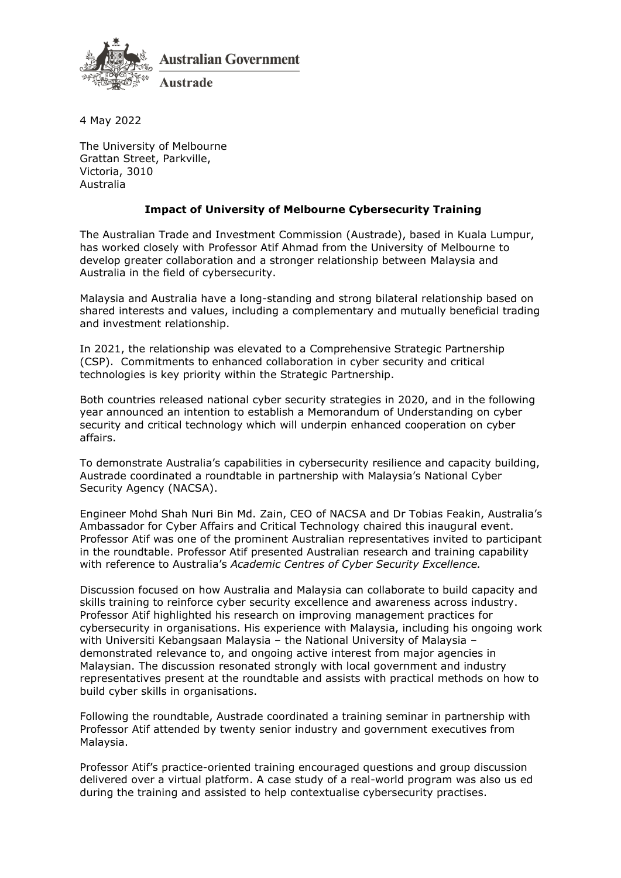**Australian Government**

**Austrade**

4 May 2022

The University of Melbourne
Grattan Street, Parkville,
Victoria, 3010
Australia

## Impact of University of Melbourne Cybersecurity Training

The Australian Trade and Investment Commission (Austrade), based in Kuala Lumpur, has worked closely with Professor Atif Ahmad from the University of Melbourne to develop greater collaboration and a stronger relationship between Malaysia and Australia in the field of cybersecurity.

Malaysia and Australia have a long-standing and strong bilateral relationship based on shared interests and values, including a complementary and mutually beneficial trading and investment relationship.

In 2021, the relationship was elevated to a Comprehensive Strategic Partnership (CSP). Commitments to enhanced collaboration in cyber security and critical technologies is key priority within the Strategic Partnership.

Both countries released national cyber security strategies in 2020, and in the following year announced an intention to establish a Memorandum of Understanding on cyber security and critical technology which will underpin enhanced cooperation on cyber affairs.

To demonstrate Australia's capabilities in cybersecurity resilience and capacity building, Austrade coordinated a roundtable in partnership with Malaysia's National Cyber Security Agency (NACSA).

Engineer Mohd Shah Nuri Bin Md. Zain, CEO of NACSA and Dr Tobias Feakin, Australia's Ambassador for Cyber Affairs and Critical Technology chaired this inaugural event. Professor Atif was one of the prominent Australian representatives invited to participant in the roundtable. Professor Atif presented Australian research and training capability with reference to Australia's *Academic Centres of Cyber Security Excellence.*

Discussion focused on how Australia and Malaysia can collaborate to build capacity and skills training to reinforce cyber security excellence and awareness across industry. Professor Atif highlighted his research on improving management practices for cybersecurity in organisations. His experience with Malaysia, including his ongoing work with Universiti Kebangsaan Malaysia – the National University of Malaysia – demonstrated relevance to, and ongoing active interest from major agencies in Malaysian. The discussion resonated strongly with local government and industry representatives present at the roundtable and assists with practical methods on how to build cyber skills in organisations.

Following the roundtable, Austrade coordinated a training seminar in partnership with Professor Atif attended by twenty senior industry and government executives from Malaysia.

Professor Atif's practice-oriented training encouraged questions and group discussion delivered over a virtual platform. A case study of a real-world program was also us ed during the training and assisted to help contextualise cybersecurity practises.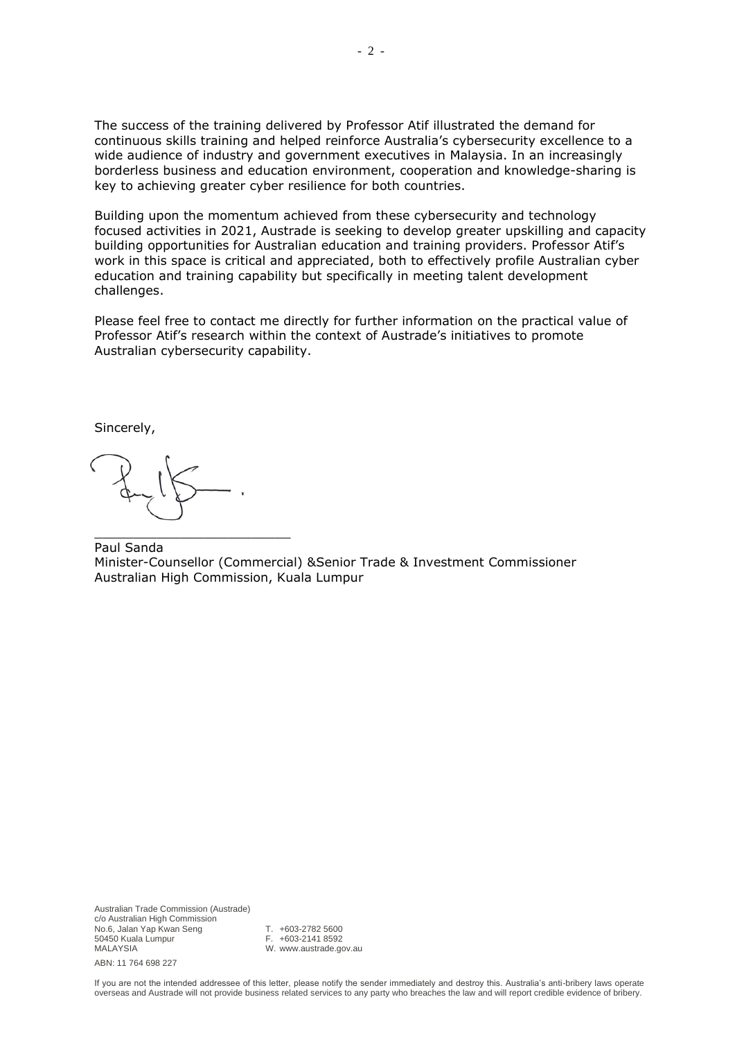The success of the training delivered by Professor Atif illustrated the demand for continuous skills training and helped reinforce Australia's cybersecurity excellence to a wide audience of industry and government executives in Malaysia. In an increasingly borderless business and education environment, cooperation and knowledge-sharing is key to achieving greater cyber resilience for both countries.

Building upon the momentum achieved from these cybersecurity and technology focused activities in 2021, Austrade is seeking to develop greater upskilling and capacity building opportunities for Australian education and training providers. Professor Atif's work in this space is critical and appreciated, both to effectively profile Australian cyber education and training capability but specifically in meeting talent development challenges.

Please feel free to contact me directly for further information on the practical value of Professor Atif's research within the context of Austrade's initiatives to promote Australian cybersecurity capability.

Sincerely,

Paul Sanda
Minister-Counsellor (Commercial) &Senior Trade & Investment Commissioner
Australian High Commission, Kuala Lumpur

Australian Trade Commission (Austrade)
c/o Australian High Commission
No.6, Jalan Yap Kwan Seng
50450 Kuala Lumpur
MALAYSIA

T. +603-2782 5600
F. +603-2141 8592
W. www.austrade.gov.au

ABN: 11 764 698 227

If you are not the intended addressee of this letter, please notify the sender immediately and destroy this. Australia's anti-bribery laws operate overseas and Austrade will not provide business related services to any party who breaches the law and will report credible evidence of bribery.